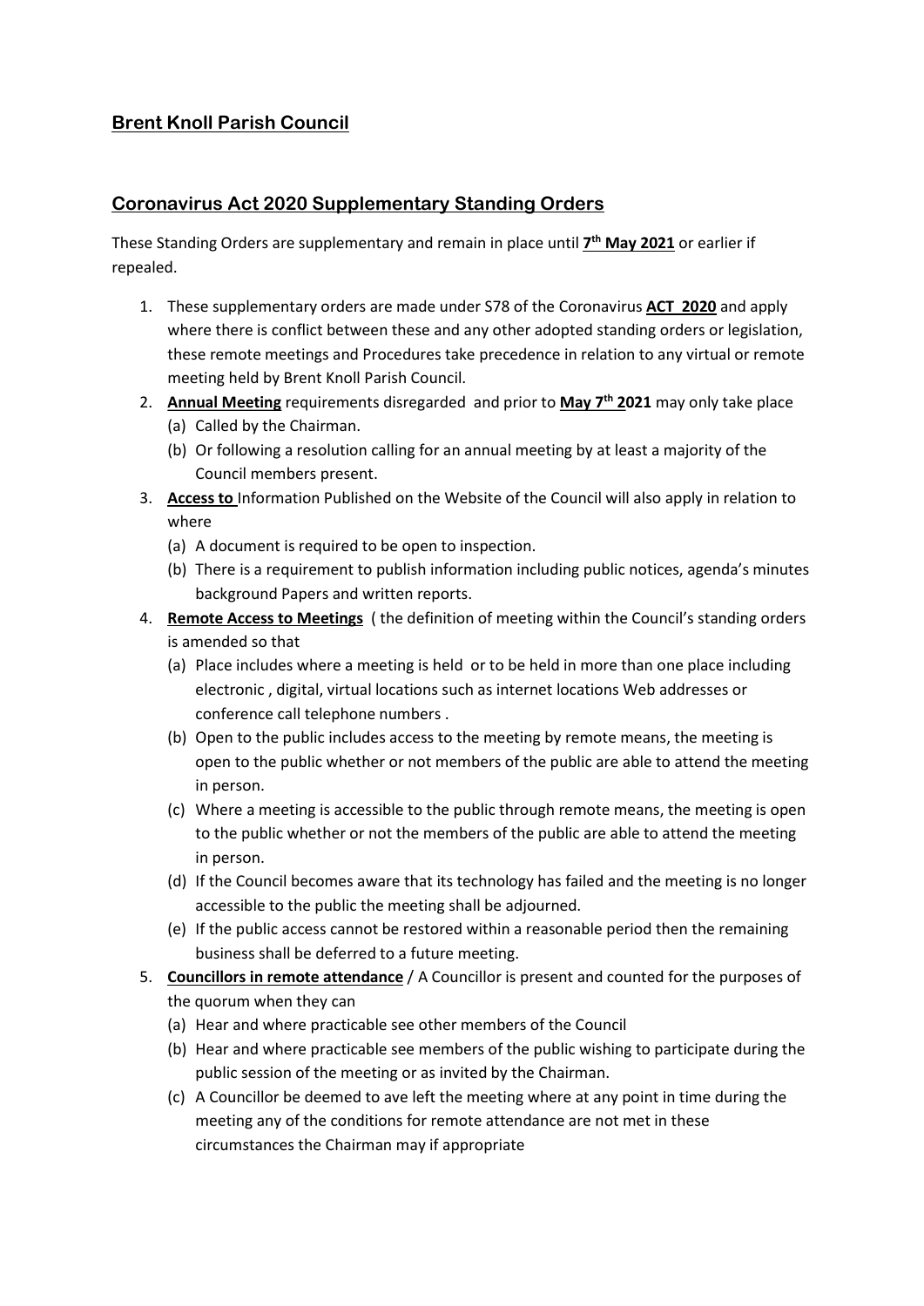## **Brent Knoll Parish Council**

## **Coronavirus Act 2020 Supplementary Standing Orders**

These Standing Orders are supplementary and remain in place until **7th May 2021** or earlier if repealed.

1. These supplementary orders are made under S78 of the Coronavirus **ACT 2020** and apply where there is conflict between these and any other adopted standing orders or legislation, these remote meetings and Procedures take precedence in relation to any virtual or remote meeting held by Brent Knoll Parish Council.
2. **Annual Meeting** requirements disregarded and prior to **May 7th 2021** may only take place
   (a) Called by the Chairman.
   (b) Or following a resolution calling for an annual meeting by at least a majority of the Council members present.
3. **Access to** Information Published on the Website of the Council will also apply in relation to where
   (a) A document is required to be open to inspection.
   (b) There is a requirement to publish information including public notices, agenda's minutes background Papers and written reports.
4. **Remote Access to Meetings** ( the definition of meeting within the Council's standing orders is amended so that
   (a) Place includes where a meeting is held or to be held in more than one place including electronic , digital, virtual locations such as internet locations Web addresses or conference call telephone numbers .
   (b) Open to the public includes access to the meeting by remote means, the meeting is open to the public whether or not members of the public are able to attend the meeting in person.
   (c) Where a meeting is accessible to the public through remote means, the meeting is open to the public whether or not the members of the public are able to attend the meeting in person.
   (d) If the Council becomes aware that its technology has failed and the meeting is no longer accessible to the public the meeting shall be adjourned.
   (e) If the public access cannot be restored within a reasonable period then the remaining business shall be deferred to a future meeting.
5. **Councillors in remote attendance** / A Councillor is present and counted for the purposes of the quorum when they can
   (a) Hear and where practicable see other members of the Council
   (b) Hear and where practicable see members of the public wishing to participate during the public session of the meeting or as invited by the Chairman.
   (c) A Councillor be deemed to ave left the meeting where at any point in time during the meeting any of the conditions for remote attendance are not met in these circumstances the Chairman may if appropriate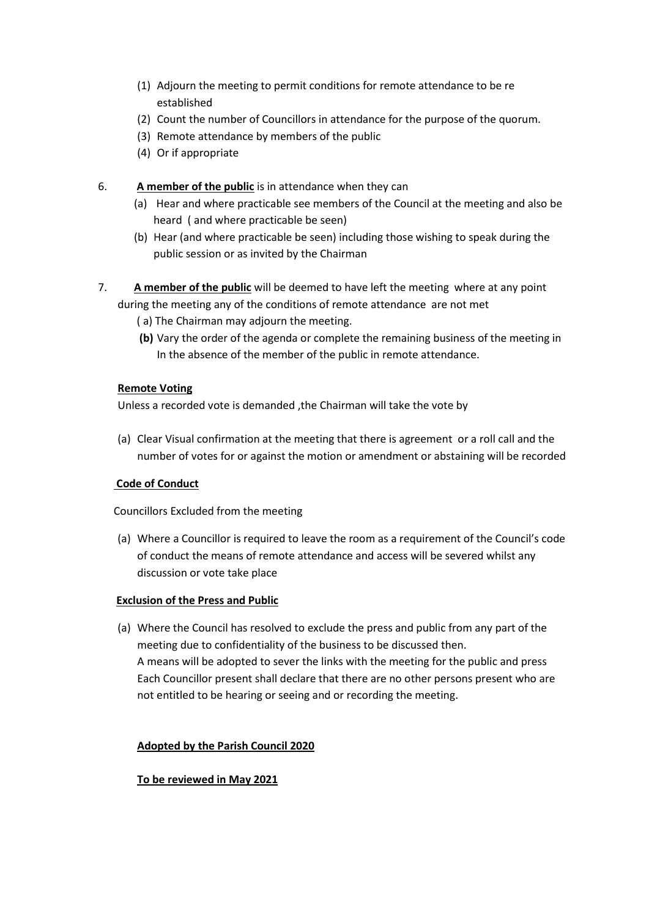(1) Adjourn the meeting to permit conditions for remote attendance to be re established
(2) Count the number of Councillors in attendance for the purpose of the quorum.
(3) Remote attendance by members of the public
(4) Or if appropriate

6. **A member of the public** is in attendance when they can
   (a) Hear and where practicable see members of the Council at the meeting and also be heard ( and where practicable be seen)
   (b) Hear (and where practicable be seen) including those wishing to speak during the public session or as invited by the Chairman

7. **A member of the public** will be deemed to have left the meeting where at any point during the meeting any of the conditions of remote attendance are not met
   ( a) The Chairman may adjourn the meeting.
   **(b)** Vary the order of the agenda or complete the remaining business of the meeting in In the absence of the member of the public in remote attendance.

**Remote Voting**

Unless a recorded vote is demanded ,the Chairman will take the vote by

(a) Clear Visual confirmation at the meeting that there is agreement or a roll call and the number of votes for or against the motion or amendment or abstaining will be recorded

**Code of Conduct**

Councillors Excluded from the meeting

(a) Where a Councillor is required to leave the room as a requirement of the Council's code of conduct the means of remote attendance and access will be severed whilst any discussion or vote take place

**Exclusion of the Press and Public**

(a) Where the Council has resolved to exclude the press and public from any part of the meeting due to confidentiality of the business to be discussed then.
A means will be adopted to sever the links with the meeting for the public and press
Each Councillor present shall declare that there are no other persons present who are not entitled to be hearing or seeing and or recording the meeting.

**Adopted by the Parish Council 2020**

**To be reviewed in May 2021**